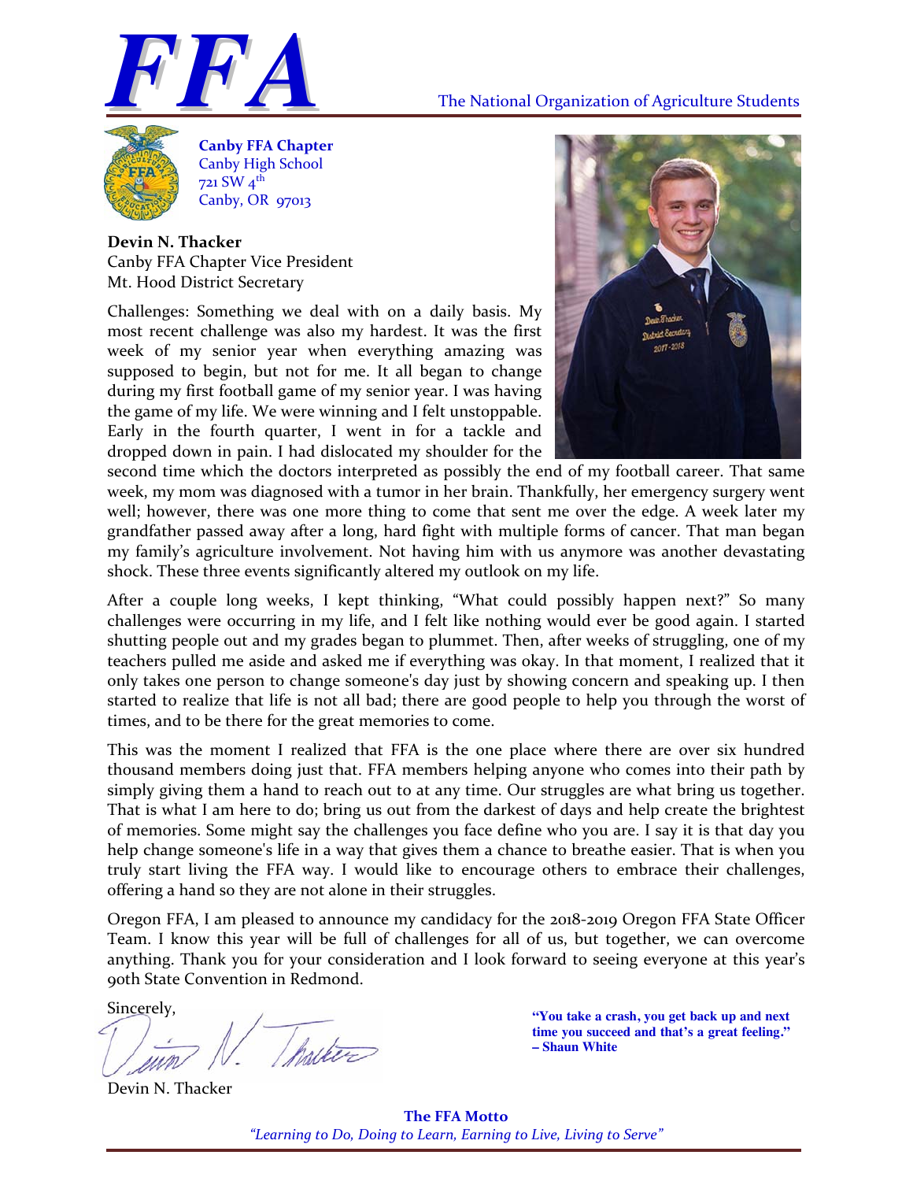# FFA

The National Organization of Agriculture Students

**Canby FFA Chapter**
Canby High School
721 SW 4th
Canby, OR 97013

**Devin N. Thacker**
Canby FFA Chapter Vice President
Mt. Hood District Secretary

Challenges: Something we deal with on a daily basis. My most recent challenge was also my hardest. It was the first week of my senior year when everything amazing was supposed to begin, but not for me. It all began to change during my first football game of my senior year. I was having the game of my life. We were winning and I felt unstoppable. Early in the fourth quarter, I went in for a tackle and dropped down in pain. I had dislocated my shoulder for the second time which the doctors interpreted as possibly the end of my football career. That same week, my mom was diagnosed with a tumor in her brain. Thankfully, her emergency surgery went well; however, there was one more thing to come that sent me over the edge. A week later my grandfather passed away after a long, hard fight with multiple forms of cancer. That man began my family's agriculture involvement. Not having him with us anymore was another devastating shock. These three events significantly altered my outlook on my life.

After a couple long weeks, I kept thinking, "What could possibly happen next?" So many challenges were occurring in my life, and I felt like nothing would ever be good again. I started shutting people out and my grades began to plummet. Then, after weeks of struggling, one of my teachers pulled me aside and asked me if everything was okay. In that moment, I realized that it only takes one person to change someone's day just by showing concern and speaking up. I then started to realize that life is not all bad; there are good people to help you through the worst of times, and to be there for the great memories to come.

This was the moment I realized that FFA is the one place where there are over six hundred thousand members doing just that. FFA members helping anyone who comes into their path by simply giving them a hand to reach out to at any time. Our struggles are what bring us together. That is what I am here to do; bring us out from the darkest of days and help create the brightest of memories. Some might say the challenges you face define who you are. I say it is that day you help change someone's life in a way that gives them a chance to breathe easier. That is when you truly start living the FFA way. I would like to encourage others to embrace their challenges, offering a hand so they are not alone in their struggles.

Oregon FFA, I am pleased to announce my candidacy for the 2018-2019 Oregon FFA State Officer Team. I know this year will be full of challenges for all of us, but together, we can overcome anything. Thank you for your consideration and I look forward to seeing everyone at this year's 90th State Convention in Redmond.

Sincerely,

Devin N. Thacker

**"You take a crash, you get back up and next time you succeed and that's a great feeling." – Shaun White**

**The FFA Motto**
*"Learning to Do, Doing to Learn, Earning to Live, Living to Serve"*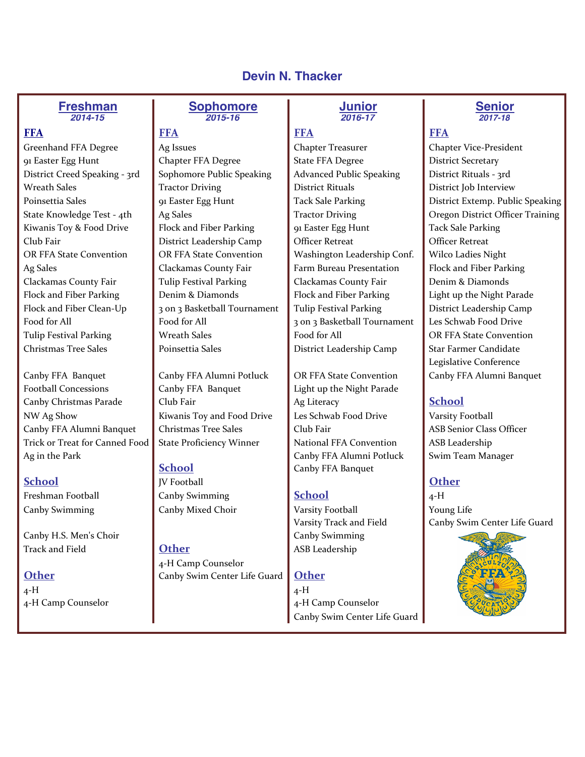# Devin N. Thacker

## Freshman
*2014-15*

### FFA

Greenhand FFA Degree
91 Easter Egg Hunt
District Creed Speaking - 3rd
Wreath Sales
Poinsettia Sales
State Knowledge Test - 4th
Kiwanis Toy & Food Drive
Club Fair
OR FFA State Convention
Ag Sales
Clackamas County Fair
Flock and Fiber Parking
Flock and Fiber Clean-Up
Food for All
Tulip Festival Parking
Christmas Tree Sales

Canby FFA Banquet
Football Concessions
Canby Christmas Parade
NW Ag Show
Canby FFA Alumni Banquet
Trick or Treat for Canned Food
Ag in the Park

### School

Freshman Football
Canby Swimming

Canby H.S. Men's Choir
Track and Field

### Other

4-H
4-H Camp Counselor

## Sophomore
*2015-16*

### FFA

Ag Issues
Chapter FFA Degree
Sophomore Public Speaking
Tractor Driving
91 Easter Egg Hunt
Ag Sales
Flock and Fiber Parking
District Leadership Camp
OR FFA State Convention
Clackamas County Fair
Tulip Festival Parking
Denim & Diamonds
3 on 3 Basketball Tournament
Food for All
Wreath Sales
Poinsettia Sales

Canby FFA Alumni Potluck
Canby FFA Banquet
Club Fair
Kiwanis Toy and Food Drive
Christmas Tree Sales
State Proficiency Winner

### School

JV Football
Canby Swimming
Canby Mixed Choir

### Other

4-H Camp Counselor
Canby Swim Center Life Guard

## Junior
*2016-17*

### FFA

Chapter Treasurer
State FFA Degree
Advanced Public Speaking
District Rituals
Tack Sale Parking
Tractor Driving
91 Easter Egg Hunt
Officer Retreat
Washington Leadership Conf.
Farm Bureau Presentation
Clackamas County Fair
Flock and Fiber Parking
Tulip Festival Parking
3 on 3 Basketball Tournament
Food for All
District Leadership Camp

OR FFA State Convention
Light up the Night Parade
Ag Literacy
Les Schwab Food Drive
Club Fair
National FFA Convention
Canby FFA Alumni Potluck
Canby FFA Banquet

### School

Varsity Football
Varsity Track and Field
Canby Swimming
ASB Leadership

### Other

4-H
4-H Camp Counselor
Canby Swim Center Life Guard

## Senior
*2017-18*

### FFA

Chapter Vice-President
District Secretary
District Rituals - 3rd
District Job Interview
District Extemp. Public Speaking
Oregon District Officer Training
Tack Sale Parking
Officer Retreat
Wilco Ladies Night
Flock and Fiber Parking
Denim & Diamonds
Light up the Night Parade
District Leadership Camp
Les Schwab Food Drive
OR FFA State Convention
Star Farmer Candidate
Legislative Conference
Canby FFA Alumni Banquet

### School

Varsity Football
ASB Senior Class Officer
ASB Leadership
Swim Team Manager

### Other

4-H
Young Life
Canby Swim Center Life Guard